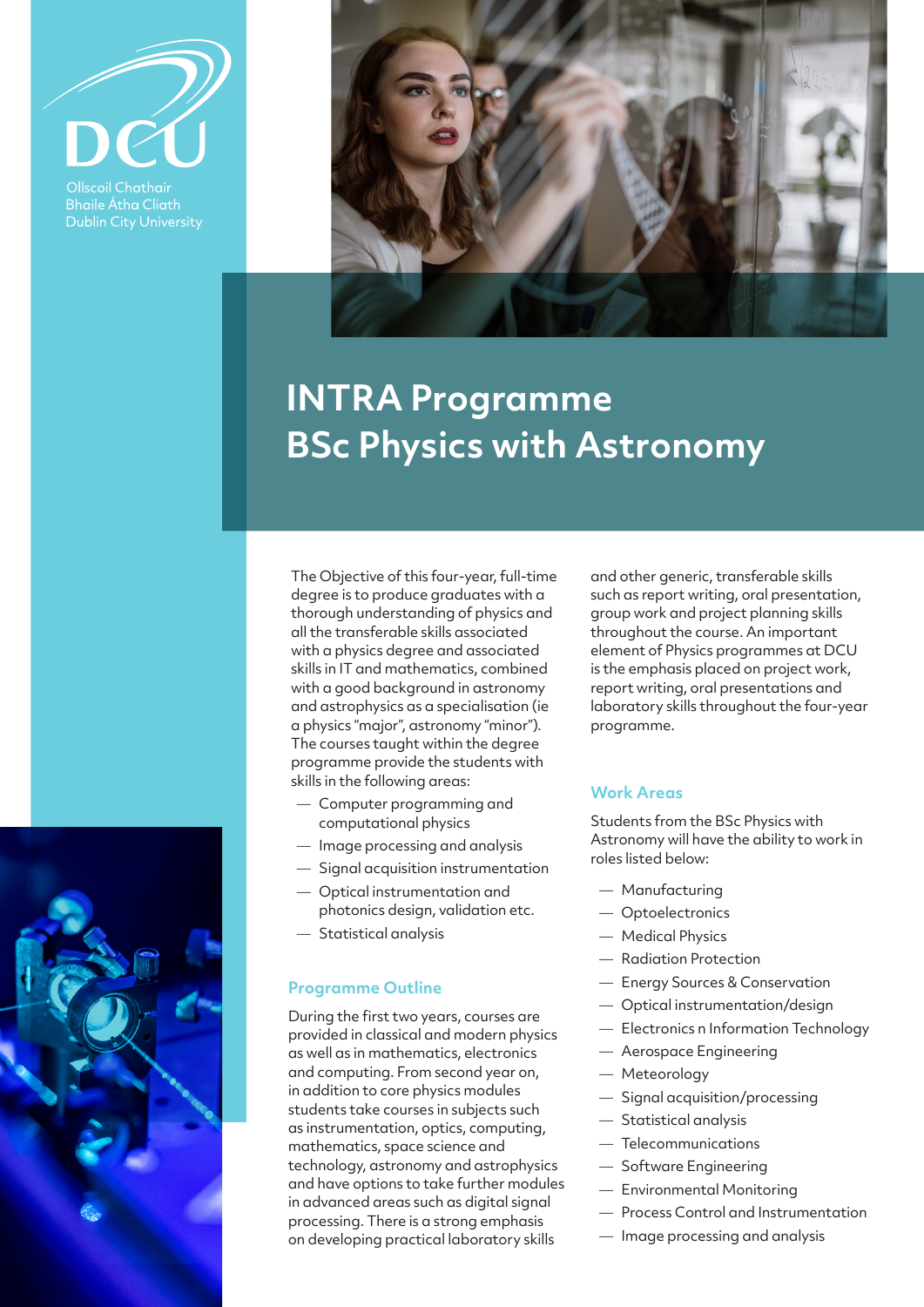Ollscoil Chathair Bhaile Átha Cliath
Dublin City University

# INTRA Programme
# BSc Physics with Astronomy

The Objective of this four-year, full-time degree is to produce graduates with a thorough understanding of physics and all the transferable skills associated with a physics degree and associated skills in IT and mathematics, combined with a good background in astronomy and astrophysics as a specialisation (ie a physics "major", astronomy "minor"). The courses taught within the degree programme provide the students with skills in the following areas:

- Computer programming and computational physics
- Image processing and analysis
- Signal acquisition instrumentation
- Optical instrumentation and photonics design, validation etc.
- Statistical analysis

## Programme Outline

During the first two years, courses are provided in classical and modern physics as well as in mathematics, electronics and computing. From second year on, in addition to core physics modules students take courses in subjects such as instrumentation, optics, computing, mathematics, space science and technology, astronomy and astrophysics and have options to take further modules in advanced areas such as digital signal processing. There is a strong emphasis on developing practical laboratory skills and other generic, transferable skills such as report writing, oral presentation, group work and project planning skills throughout the course. An important element of Physics programmes at DCU is the emphasis placed on project work, report writing, oral presentations and laboratory skills throughout the four-year programme.

## Work Areas

Students from the BSc Physics with Astronomy will have the ability to work in roles listed below:

- Manufacturing
- Optoelectronics
- Medical Physics
- Radiation Protection
- Energy Sources & Conservation
- Optical instrumentation/design
- Electronics n Information Technology
- Aerospace Engineering
- Meteorology
- Signal acquisition/processing
- Statistical analysis
- Telecommunications
- Software Engineering
- Environmental Monitoring
- Process Control and Instrumentation
- Image processing and analysis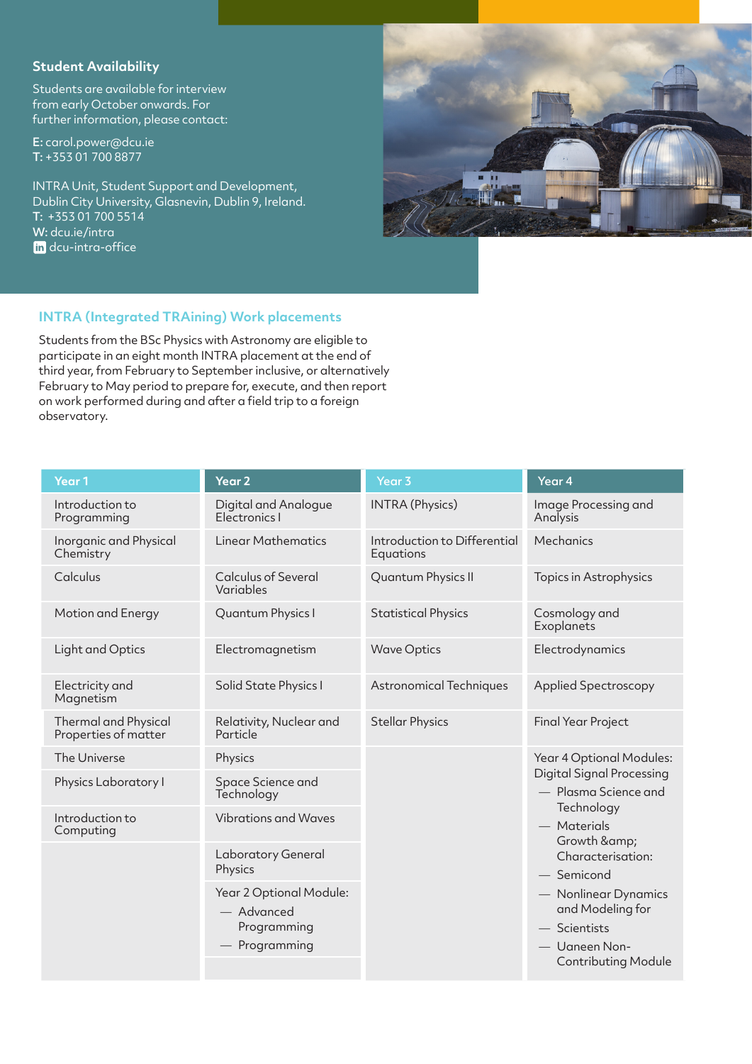### Student Availability

Students are available for interview from early October onwards. For further information, please contact:

**E:** carol.power@dcu.ie
**T:** +353 01 700 8877

INTRA Unit, Student Support and Development, Dublin City University, Glasnevin, Dublin 9, Ireland.
**T:** +353 01 700 5514
**W:** dcu.ie/intra
dcu-intra-office

## INTRA (Integrated TRAining) Work placements

Students from the BSc Physics with Astronomy are eligible to participate in an eight month INTRA placement at the end of third year, from February to September inclusive, or alternatively February to May period to prepare for, execute, and then report on work performed during and after a field trip to a foreign observatory.

| Year 1 | Year 2 | Year 3 | Year 4 |
|---|---|---|---|
| Introduction to Programming | Digital and Analogue Electronics I | INTRA (Physics) | Image Processing and Analysis |
| Inorganic and Physical Chemistry | Linear Mathematics | Introduction to Differential Equations | Mechanics |
| Calculus | Calculus of Several Variables | Quantum Physics II | Topics in Astrophysics |
| Motion and Energy | Quantum Physics I | Statistical Physics | Cosmology and Exoplanets |
| Light and Optics | Electromagnetism | Wave Optics | Electrodynamics |
| Electricity and Magnetism | Solid State Physics I | Astronomical Techniques | Applied Spectroscopy |
| Thermal and Physical Properties of matter | Relativity, Nuclear and Particle | Stellar Physics | Final Year Project |
| The Universe | Physics | | Year 4 Optional Modules: Digital Signal Processing — Plasma Science and Technology — Materials Growth &amp; Characterisation: — Semicond — Nonlinear Dynamics and Modeling for — Scientists — Uaneen Non-Contributing Module |
| Physics Laboratory I | Space Science and Technology | | |
| Introduction to Computing | Vibrations and Waves | | |
| | Laboratory General Physics | | |
| | Year 2 Optional Module: — Advanced Programming — Programming | | |